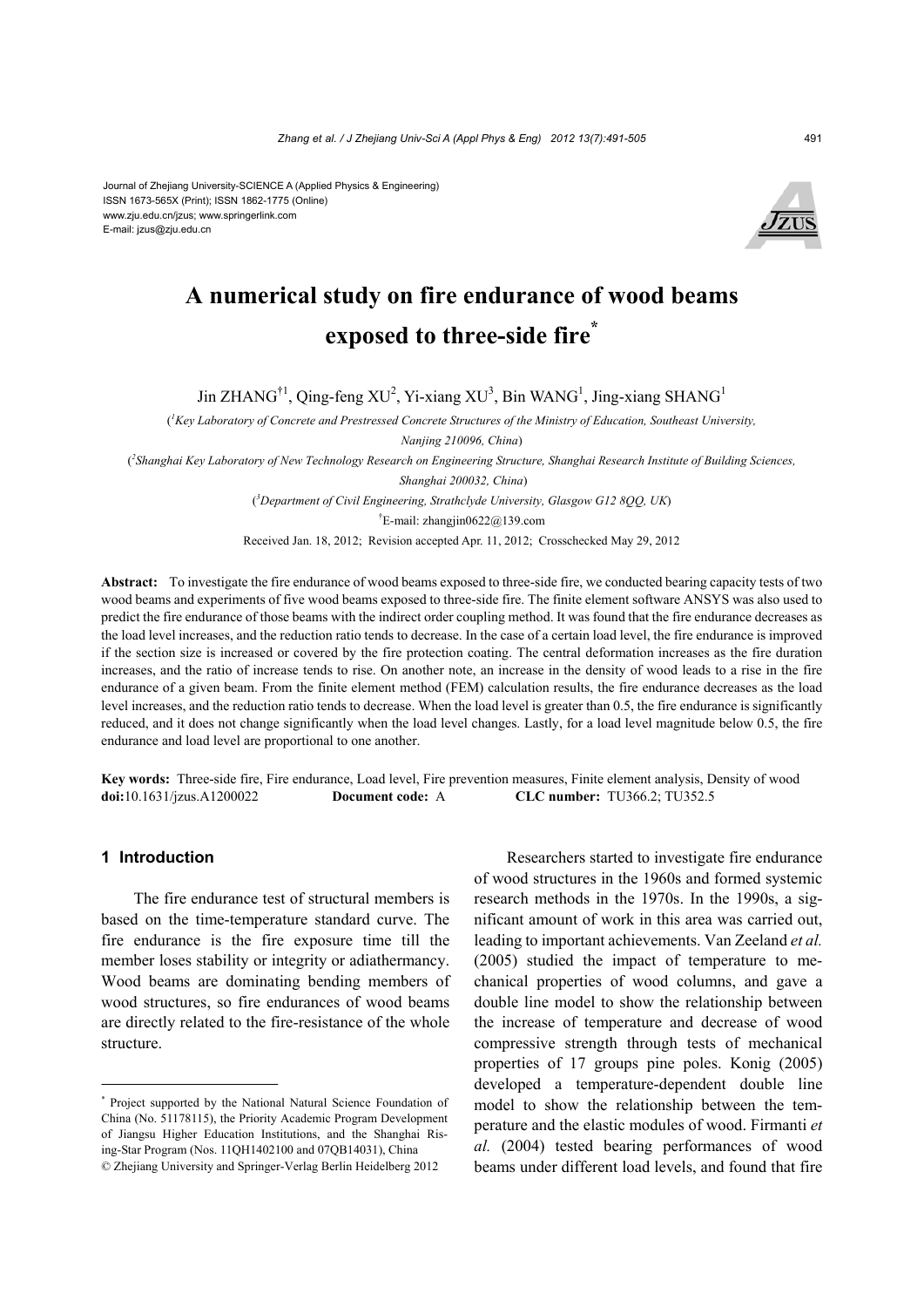Journal of Zhejiang University-SCIENCE A (Applied Physics & Engineering)
ISSN 1673-565X (Print); ISSN 1862-1775 (Online)
www.zju.edu.cn/jzus; www.springerlink.com
E-mail: jzus@zju.edu.cn

# A numerical study on fire endurance of wood beams exposed to three-side fire*

Jin ZHANG†1, Qing-feng XU[2], Yi-xiang XU[3], Bin WANG[1], Jing-xiang SHANG[1]

([1]Key Laboratory of Concrete and Prestressed Concrete Structures of the Ministry of Education, Southeast University, Nanjing 210096, China)

([2]Shanghai Key Laboratory of New Technology Research on Engineering Structure, Shanghai Research Institute of Building Sciences, Shanghai 200032, China)

([3]Department of Civil Engineering, Strathclyde University, Glasgow G12 8QQ, UK)

†E-mail: zhangjin0622@139.com

Received Jan. 18, 2012; Revision accepted Apr. 11, 2012; Crosschecked May 29, 2012

**Abstract:** To investigate the fire endurance of wood beams exposed to three-side fire, we conducted bearing capacity tests of two wood beams and experiments of five wood beams exposed to three-side fire. The finite element software ANSYS was also used to predict the fire endurance of those beams with the indirect order coupling method. It was found that the fire endurance decreases as the load level increases, and the reduction ratio tends to decrease. In the case of a certain load level, the fire endurance is improved if the section size is increased or covered by the fire protection coating. The central deformation increases as the fire duration increases, and the ratio of increase tends to rise. On another note, an increase in the density of wood leads to a rise in the fire endurance of a given beam. From the finite element method (FEM) calculation results, the fire endurance decreases as the load level increases, and the reduction ratio tends to decrease. When the load level is greater than 0.5, the fire endurance is significantly reduced, and it does not change significantly when the load level changes. Lastly, for a load level magnitude below 0.5, the fire endurance and load level are proportional to one another.

**Key words:** Three-side fire, Fire endurance, Load level, Fire prevention measures, Finite element analysis, Density of wood
**doi:**10.1631/jzus.A1200022 **Document code:** A **CLC number:** TU366.2; TU352.5

## 1 Introduction

The fire endurance test of structural members is based on the time-temperature standard curve. The fire endurance is the fire exposure time till the member loses stability or integrity or adiathermancy. Wood beams are dominating bending members of wood structures, so fire endurances of wood beams are directly related to the fire-resistance of the whole structure.

Researchers started to investigate fire endurance of wood structures in the 1960s and formed systemic research methods in the 1970s. In the 1990s, a significant amount of work in this area was carried out, leading to important achievements. Van Zeeland *et al.* (2005) studied the impact of temperature to mechanical properties of wood columns, and gave a double line model to show the relationship between the increase of temperature and decrease of wood compressive strength through tests of mechanical properties of 17 groups pine poles. Konig (2005) developed a temperature-dependent double line model to show the relationship between the temperature and the elastic modules of wood. Firmanti *et al.* (2004) tested bearing performances of wood beams under different load levels, and found that fire

---

* Project supported by the National Natural Science Foundation of China (No. 51178115), the Priority Academic Program Development of Jiangsu Higher Education Institutions, and the Shanghai Rising-Star Program (Nos. 11QH1402100 and 07QB14031), China
© Zhejiang University and Springer-Verlag Berlin Heidelberg 2012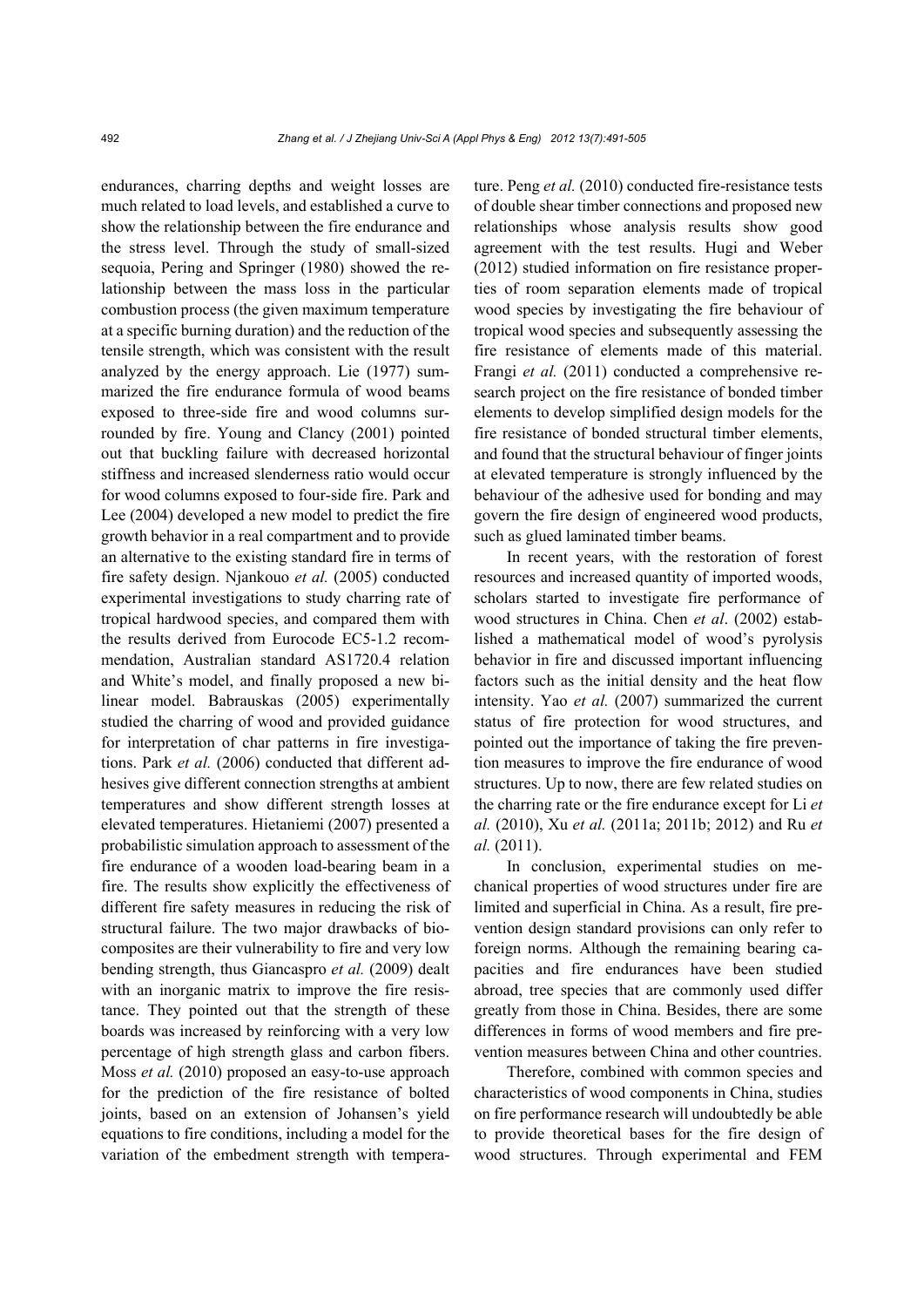endurances, charring depths and weight losses are much related to load levels, and established a curve to show the relationship between the fire endurance and the stress level. Through the study of small-sized sequoia, Pering and Springer (1980) showed the relationship between the mass loss in the particular combustion process (the given maximum temperature at a specific burning duration) and the reduction of the tensile strength, which was consistent with the result analyzed by the energy approach. Lie (1977) summarized the fire endurance formula of wood beams exposed to three-side fire and wood columns surrounded by fire. Young and Clancy (2001) pointed out that buckling failure with decreased horizontal stiffness and increased slenderness ratio would occur for wood columns exposed to four-side fire. Park and Lee (2004) developed a new model to predict the fire growth behavior in a real compartment and to provide an alternative to the existing standard fire in terms of fire safety design. Njankouo *et al.* (2005) conducted experimental investigations to study charring rate of tropical hardwood species, and compared them with the results derived from Eurocode EC5-1.2 recommendation, Australian standard AS1720.4 relation and White's model, and finally proposed a new bilinear model. Babrauskas (2005) experimentally studied the charring of wood and provided guidance for interpretation of char patterns in fire investigations. Park *et al.* (2006) conducted that different adhesives give different connection strengths at ambient temperatures and show different strength losses at elevated temperatures. Hietaniemi (2007) presented a probabilistic simulation approach to assessment of the fire endurance of a wooden load-bearing beam in a fire. The results show explicitly the effectiveness of different fire safety measures in reducing the risk of structural failure. The two major drawbacks of biocomposites are their vulnerability to fire and very low bending strength, thus Giancaspro *et al.* (2009) dealt with an inorganic matrix to improve the fire resistance. They pointed out that the strength of these boards was increased by reinforcing with a very low percentage of high strength glass and carbon fibers. Moss *et al.* (2010) proposed an easy-to-use approach for the prediction of the fire resistance of bolted joints, based on an extension of Johansen's yield equations to fire conditions, including a model for the variation of the embedment strength with temperature. Peng *et al.* (2010) conducted fire-resistance tests of double shear timber connections and proposed new relationships whose analysis results show good agreement with the test results. Hugi and Weber (2012) studied information on fire resistance properties of room separation elements made of tropical wood species by investigating the fire behaviour of tropical wood species and subsequently assessing the fire resistance of elements made of this material. Frangi *et al.* (2011) conducted a comprehensive research project on the fire resistance of bonded timber elements to develop simplified design models for the fire resistance of bonded structural timber elements, and found that the structural behaviour of finger joints at elevated temperature is strongly influenced by the behaviour of the adhesive used for bonding and may govern the fire design of engineered wood products, such as glued laminated timber beams.

In recent years, with the restoration of forest resources and increased quantity of imported woods, scholars started to investigate fire performance of wood structures in China. Chen *et al*. (2002) established a mathematical model of wood's pyrolysis behavior in fire and discussed important influencing factors such as the initial density and the heat flow intensity. Yao *et al.* (2007) summarized the current status of fire protection for wood structures, and pointed out the importance of taking the fire prevention measures to improve the fire endurance of wood structures. Up to now, there are few related studies on the charring rate or the fire endurance except for Li *et al.* (2010), Xu *et al.* (2011a; 2011b; 2012) and Ru *et al.* (2011).

In conclusion, experimental studies on mechanical properties of wood structures under fire are limited and superficial in China. As a result, fire prevention design standard provisions can only refer to foreign norms. Although the remaining bearing capacities and fire endurances have been studied abroad, tree species that are commonly used differ greatly from those in China. Besides, there are some differences in forms of wood members and fire prevention measures between China and other countries.

Therefore, combined with common species and characteristics of wood components in China, studies on fire performance research will undoubtedly be able to provide theoretical bases for the fire design of wood structures. Through experimental and FEM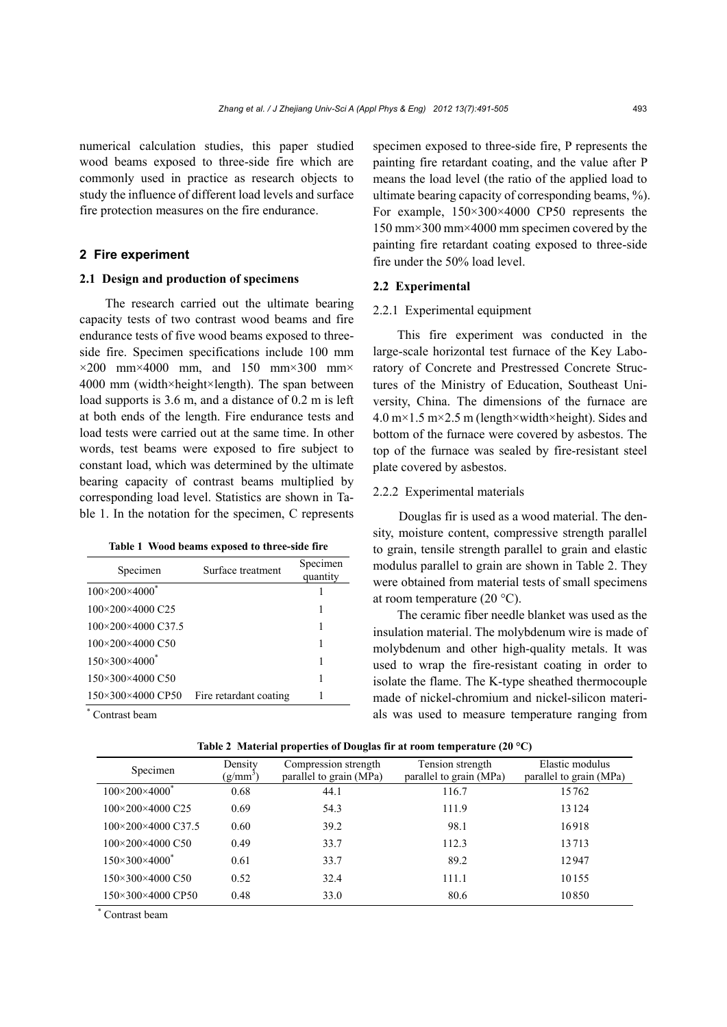numerical calculation studies, this paper studied wood beams exposed to three-side fire which are commonly used in practice as research objects to study the influence of different load levels and surface fire protection measures on the fire endurance.

## 2 Fire experiment

### 2.1 Design and production of specimens

The research carried out the ultimate bearing capacity tests of two contrast wood beams and fire endurance tests of five wood beams exposed to three-side fire. Specimen specifications include 100 mm ×200 mm×4000 mm, and 150 mm×300 mm× 4000 mm (width×height×length). The span between load supports is 3.6 m, and a distance of 0.2 m is left at both ends of the length. Fire endurance tests and load tests were carried out at the same time. In other words, test beams were exposed to fire subject to constant load, which was determined by the ultimate bearing capacity of contrast beams multiplied by corresponding load level. Statistics are shown in Table 1. In the notation for the specimen, C represents specimen exposed to three-side fire, P represents the painting fire retardant coating, and the value after P means the load level (the ratio of the applied load to ultimate bearing capacity of corresponding beams, %). For example, 150×300×4000 CP50 represents the 150 mm×300 mm×4000 mm specimen covered by the painting fire retardant coating exposed to three-side fire under the 50% load level.

**Table 1 Wood beams exposed to three-side fire**

| Specimen | Surface treatment | Specimen quantity |
|---|---|---|
| 100×200×4000* | | 1 |
| 100×200×4000 C25 | | 1 |
| 100×200×4000 C37.5 | | 1 |
| 100×200×4000 C50 | | 1 |
| 150×300×4000* | | 1 |
| 150×300×4000 C50 | | 1 |
| 150×300×4000 CP50 | Fire retardant coating | 1 |

* Contrast beam

### 2.2 Experimental

#### 2.2.1 Experimental equipment

This fire experiment was conducted in the large-scale horizontal test furnace of the Key Laboratory of Concrete and Prestressed Concrete Structures of the Ministry of Education, Southeast University, China. The dimensions of the furnace are 4.0 m×1.5 m×2.5 m (length×width×height). Sides and bottom of the furnace were covered by asbestos. The top of the furnace was sealed by fire-resistant steel plate covered by asbestos.

#### 2.2.2 Experimental materials

Douglas fir is used as a wood material. The density, moisture content, compressive strength parallel to grain, tensile strength parallel to grain and elastic modulus parallel to grain are shown in Table 2. They were obtained from material tests of small specimens at room temperature (20 °C).

The ceramic fiber needle blanket was used as the insulation material. The molybdenum wire is made of molybdenum and other high-quality metals. It was used to wrap the fire-resistant coating in order to isolate the flame. The K-type sheathed thermocouple made of nickel-chromium and nickel-silicon materials was used to measure temperature ranging from

**Table 2 Material properties of Douglas fir at room temperature (20 °C)**

| Specimen | Density (g/mm$^3$) | Compression strength parallel to grain (MPa) | Tension strength parallel to grain (MPa) | Elastic modulus parallel to grain (MPa) |
|---|---|---|---|---|
| 100×200×4000* | 0.68 | 44.1 | 116.7 | 15762 |
| 100×200×4000 C25 | 0.69 | 54.3 | 111.9 | 13124 |
| 100×200×4000 C37.5 | 0.60 | 39.2 | 98.1 | 16918 |
| 100×200×4000 C50 | 0.49 | 33.7 | 112.3 | 13713 |
| 150×300×4000* | 0.61 | 33.7 | 89.2 | 12947 |
| 150×300×4000 C50 | 0.52 | 32.4 | 111.1 | 10155 |
| 150×300×4000 CP50 | 0.48 | 33.0 | 80.6 | 10850 |

* Contrast beam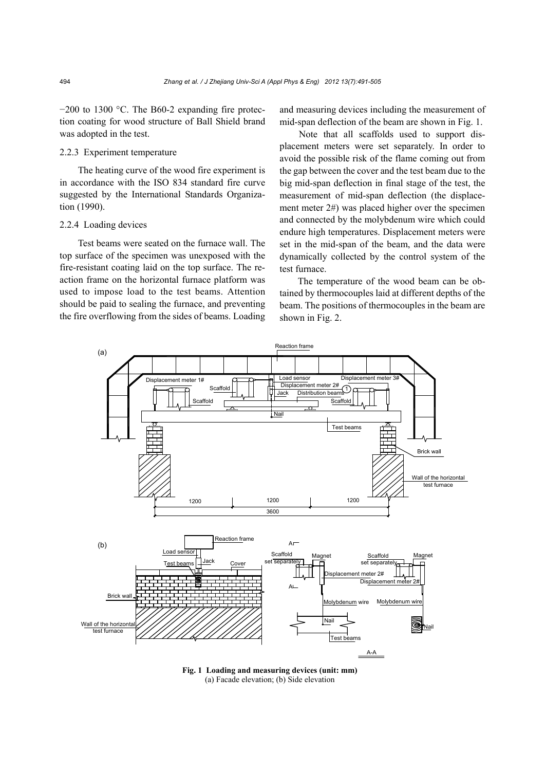−200 to 1300 °C. The B60-2 expanding fire protection coating for wood structure of Ball Shield brand was adopted in the test.

### 2.2.3 Experiment temperature

The heating curve of the wood fire experiment is in accordance with the ISO 834 standard fire curve suggested by the International Standards Organization (1990).

### 2.2.4 Loading devices

Test beams were seated on the furnace wall. The top surface of the specimen was unexposed with the fire-resistant coating laid on the top surface. The reaction frame on the horizontal furnace platform was used to impose load to the test beams. Attention should be paid to sealing the furnace, and preventing the fire overflowing from the sides of beams. Loading and measuring devices including the measurement of mid-span deflection of the beam are shown in Fig. 1.

Note that all scaffolds used to support displacement meters were set separately. In order to avoid the possible risk of the flame coming out from the gap between the cover and the test beam due to the big mid-span deflection in final stage of the test, the measurement of mid-span deflection (the displacement meter 2#) was placed higher over the specimen and connected by the molybdenum wire which could endure high temperatures. Displacement meters were set in the mid-span of the beam, and the data were dynamically collected by the control system of the test furnace.

The temperature of the wood beam can be obtained by thermocouples laid at different depths of the beam. The positions of thermocouples in the beam are shown in Fig. 2.

**Fig. 1 Loading and measuring devices (unit: mm)**
(a) Facade elevation; (b) Side elevation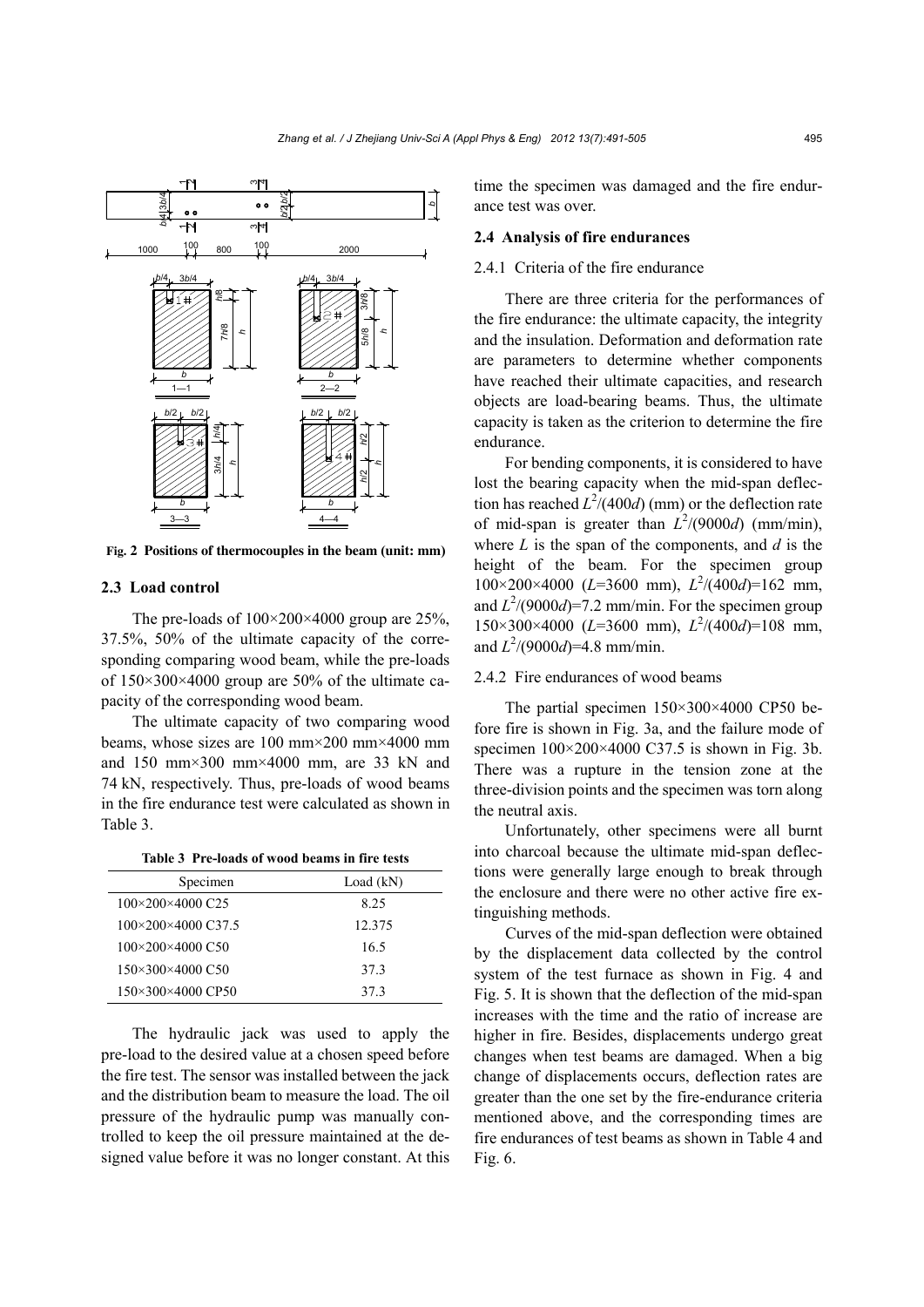Fig. 2 Positions of thermocouples in the beam (unit: mm)

### 2.3 Load control

The pre-loads of 100×200×4000 group are 25%, 37.5%, 50% of the ultimate capacity of the corresponding comparing wood beam, while the pre-loads of 150×300×4000 group are 50% of the ultimate capacity of the corresponding wood beam.

The ultimate capacity of two comparing wood beams, whose sizes are 100 mm×200 mm×4000 mm and 150 mm×300 mm×4000 mm, are 33 kN and 74 kN, respectively. Thus, pre-loads of wood beams in the fire endurance test were calculated as shown in Table 3.

**Table 3 Pre-loads of wood beams in fire tests**

| Specimen | Load (kN) |
|---|---|
| 100×200×4000 C25 | 8.25 |
| 100×200×4000 C37.5 | 12.375 |
| 100×200×4000 C50 | 16.5 |
| 150×300×4000 C50 | 37.3 |
| 150×300×4000 CP50 | 37.3 |

The hydraulic jack was used to apply the pre-load to the desired value at a chosen speed before the fire test. The sensor was installed between the jack and the distribution beam to measure the load. The oil pressure of the hydraulic pump was manually controlled to keep the oil pressure maintained at the designed value before it was no longer constant. At this time the specimen was damaged and the fire endurance test was over.

### 2.4 Analysis of fire endurances

#### 2.4.1 Criteria of the fire endurance

There are three criteria for the performances of the fire endurance: the ultimate capacity, the integrity and the insulation. Deformation and deformation rate are parameters to determine whether components have reached their ultimate capacities, and research objects are load-bearing beams. Thus, the ultimate capacity is taken as the criterion to determine the fire endurance.

For bending components, it is considered to have lost the bearing capacity when the mid-span deflection has reached $L^2/(400d)$ (mm) or the deflection rate of mid-span is greater than $L^2/(9000d)$ (mm/min), where $L$ is the span of the components, and $d$ is the height of the beam. For the specimen group 100×200×4000 ($L$=3600 mm), $L^2/(400d)$=162 mm, and $L^2/(9000d)$=7.2 mm/min. For the specimen group 150×300×4000 ($L$=3600 mm), $L^2/(400d)$=108 mm, and $L^2/(9000d)$=4.8 mm/min.

#### 2.4.2 Fire endurances of wood beams

The partial specimen 150×300×4000 CP50 before fire is shown in Fig. 3a, and the failure mode of specimen 100×200×4000 C37.5 is shown in Fig. 3b. There was a rupture in the tension zone at the three-division points and the specimen was torn along the neutral axis.

Unfortunately, other specimens were all burnt into charcoal because the ultimate mid-span deflections were generally large enough to break through the enclosure and there were no other active fire extinguishing methods.

Curves of the mid-span deflection were obtained by the displacement data collected by the control system of the test furnace as shown in Fig. 4 and Fig. 5. It is shown that the deflection of the mid-span increases with the time and the ratio of increase are higher in fire. Besides, displacements undergo great changes when test beams are damaged. When a big change of displacements occurs, deflection rates are greater than the one set by the fire-endurance criteria mentioned above, and the corresponding times are fire endurances of test beams as shown in Table 4 and Fig. 6.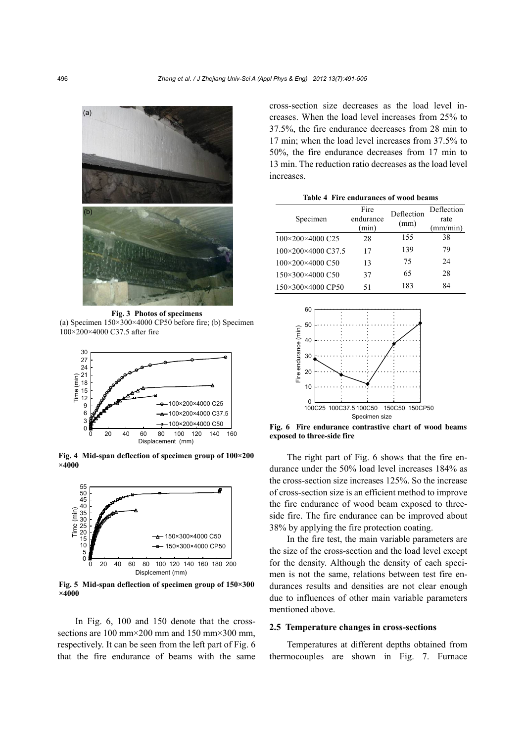**Fig. 3 Photos of specimens**
(a) Specimen 150×300×4000 CP50 before fire; (b) Specimen 100×200×4000 C37.5 after fire

**Fig. 4 Mid-span deflection of specimen group of 100×200×4000**

**Fig. 5 Mid-span deflection of specimen group of 150×300×4000**

In Fig. 6, 100 and 150 denote that the cross-sections are 100 mm×200 mm and 150 mm×300 mm, respectively. It can be seen from the left part of Fig. 6 that the fire endurance of beams with the same cross-section size decreases as the load level increases. When the load level increases from 25% to 37.5%, the fire endurance decreases from 28 min to 17 min; when the load level increases from 37.5% to 50%, the fire endurance decreases from 17 min to 13 min. The reduction ratio decreases as the load level increases.

**Table 4 Fire endurances of wood beams**

| Specimen | Fire endurance (min) | Deflection (mm) | Deflection rate (mm/min) |
|---|---|---|---|
| 100×200×4000 C25 | 28 | 155 | 38 |
| 100×200×4000 C37.5 | 17 | 139 | 79 |
| 100×200×4000 C50 | 13 | 75 | 24 |
| 150×300×4000 C50 | 37 | 65 | 28 |
| 150×300×4000 CP50 | 51 | 183 | 84 |

**Fig. 6 Fire endurance contrastive chart of wood beams exposed to three-side fire**

The right part of Fig. 6 shows that the fire endurance under the 50% load level increases 184% as the cross-section size increases 125%. So the increase of cross-section size is an efficient method to improve the fire endurance of wood beam exposed to three-side fire. The fire endurance can be improved about 38% by applying the fire protection coating.

In the fire test, the main variable parameters are the size of the cross-section and the load level except for the density. Although the density of each specimen is not the same, relations between test fire endurances results and densities are not clear enough due to influences of other main variable parameters mentioned above.

### 2.5 Temperature changes in cross-sections

Temperatures at different depths obtained from thermocouples are shown in Fig. 7. Furnace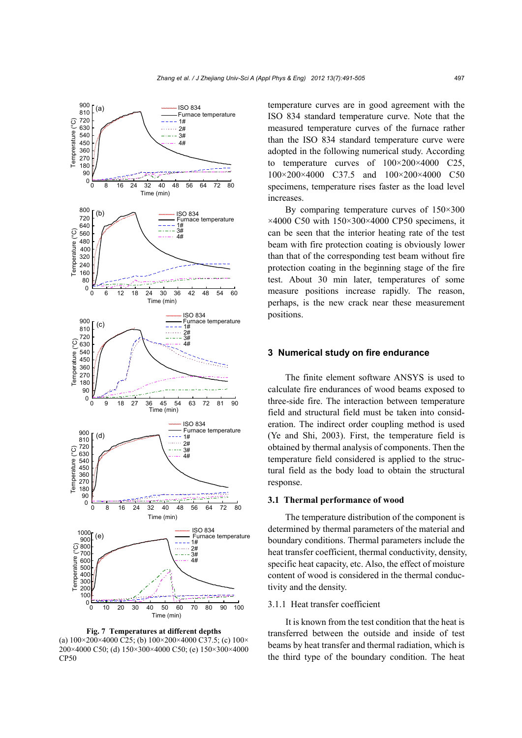**Fig. 7 Temperatures at different depths**

(a) 100×200×4000 C25; (b) 100×200×4000 C37.5; (c) 100×200×4000 C50; (d) 150×300×4000 C50; (e) 150×300×4000 CP50

temperature curves are in good agreement with the ISO 834 standard temperature curve. Note that the measured temperature curves of the furnace rather than the ISO 834 standard temperature curve were adopted in the following numerical study. According to temperature curves of 100×200×4000 C25, 100×200×4000 C37.5 and 100×200×4000 C50 specimens, temperature rises faster as the load level increases.

By comparing temperature curves of 150×300×4000 C50 with 150×300×4000 CP50 specimens, it can be seen that the interior heating rate of the test beam with fire protection coating is obviously lower than that of the corresponding test beam without fire protection coating in the beginning stage of the fire test. About 30 min later, temperatures of some measure positions increase rapidly. The reason, perhaps, is the new crack near these measurement positions.

## 3 Numerical study on fire endurance

The finite element software ANSYS is used to calculate fire endurances of wood beams exposed to three-side fire. The interaction between temperature field and structural field must be taken into consideration. The indirect order coupling method is used (Ye and Shi, 2003). First, the temperature field is obtained by thermal analysis of components. Then the temperature field considered is applied to the structural field as the body load to obtain the structural response.

### 3.1 Thermal performance of wood

The temperature distribution of the component is determined by thermal parameters of the material and boundary conditions. Thermal parameters include the heat transfer coefficient, thermal conductivity, density, specific heat capacity, etc. Also, the effect of moisture content of wood is considered in the thermal conductivity and the density.

3.1.1 Heat transfer coefficient

It is known from the test condition that the heat is transferred between the outside and inside of test beams by heat transfer and thermal radiation, which is the third type of the boundary condition. The heat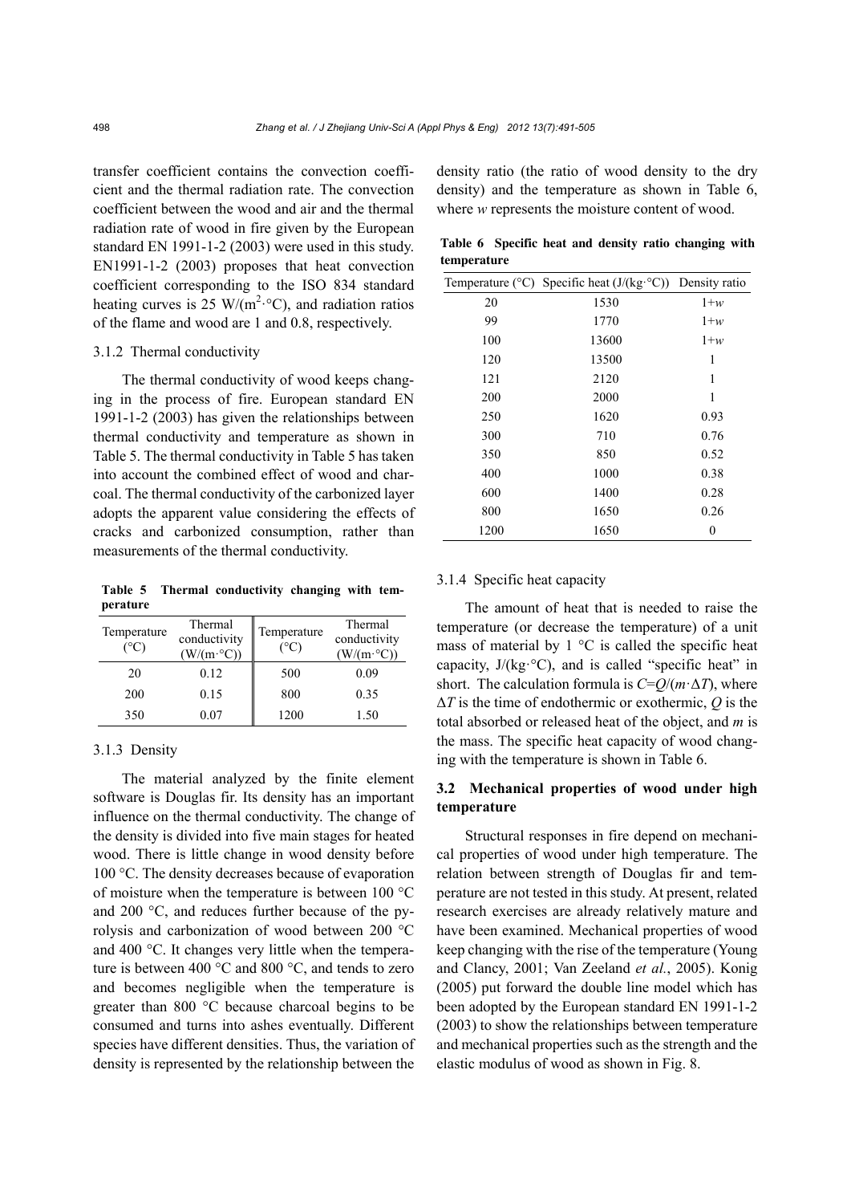transfer coefficient contains the convection coefficient and the thermal radiation rate. The convection coefficient between the wood and air and the thermal radiation rate of wood in fire given by the European standard EN 1991-1-2 (2003) were used in this study. EN1991-1-2 (2003) proposes that heat convection coefficient corresponding to the ISO 834 standard heating curves is 25 W/(m$^2$·°C), and radiation ratios of the flame and wood are 1 and 0.8, respectively.

#### 3.1.2 Thermal conductivity

The thermal conductivity of wood keeps changing in the process of fire. European standard EN 1991-1-2 (2003) has given the relationships between thermal conductivity and temperature as shown in Table 5. The thermal conductivity in Table 5 has taken into account the combined effect of wood and charcoal. The thermal conductivity of the carbonized layer adopts the apparent value considering the effects of cracks and carbonized consumption, rather than measurements of the thermal conductivity.

**Table 5 Thermal conductivity changing with temperature**

| Temperature (°C) | Thermal conductivity (W/(m·°C)) | Temperature (°C) | Thermal conductivity (W/(m·°C)) |
|---|---|---|---|
| 20 | 0.12 | 500 | 0.09 |
| 200 | 0.15 | 800 | 0.35 |
| 350 | 0.07 | 1200 | 1.50 |

#### 3.1.3 Density

The material analyzed by the finite element software is Douglas fir. Its density has an important influence on the thermal conductivity. The change of the density is divided into five main stages for heated wood. There is little change in wood density before 100 °C. The density decreases because of evaporation of moisture when the temperature is between 100 °C and 200 °C, and reduces further because of the pyrolysis and carbonization of wood between 200 °C and 400 °C. It changes very little when the temperature is between 400 °C and 800 °C, and tends to zero and becomes negligible when the temperature is greater than 800 °C because charcoal begins to be consumed and turns into ashes eventually. Different species have different densities. Thus, the variation of density is represented by the relationship between the density ratio (the ratio of wood density to the dry density) and the temperature as shown in Table 6, where $w$ represents the moisture content of wood.

**Table 6 Specific heat and density ratio changing with temperature**

| Temperature (°C) | Specific heat (J/(kg·°C)) | Density ratio |
|---|---|---|
| 20 | 1530 | $1+w$ |
| 99 | 1770 | $1+w$ |
| 100 | 13600 | $1+w$ |
| 120 | 13500 | 1 |
| 121 | 2120 | 1 |
| 200 | 2000 | 1 |
| 250 | 1620 | 0.93 |
| 300 | 710 | 0.76 |
| 350 | 850 | 0.52 |
| 400 | 1000 | 0.38 |
| 600 | 1400 | 0.28 |
| 800 | 1650 | 0.26 |
| 1200 | 1650 | 0 |

#### 3.1.4 Specific heat capacity

The amount of heat that is needed to raise the temperature (or decrease the temperature) of a unit mass of material by 1 °C is called the specific heat capacity, J/(kg·°C), and is called "specific heat" in short. The calculation formula is $C=Q/(m\cdot\Delta T)$, where $\Delta T$ is the time of endothermic or exothermic, $Q$ is the total absorbed or released heat of the object, and $m$ is the mass. The specific heat capacity of wood changing with the temperature is shown in Table 6.

### 3.2 Mechanical properties of wood under high temperature

Structural responses in fire depend on mechanical properties of wood under high temperature. The relation between strength of Douglas fir and temperature are not tested in this study. At present, related research exercises are already relatively mature and have been examined. Mechanical properties of wood keep changing with the rise of the temperature (Young and Clancy, 2001; Van Zeeland *et al.*, 2005). Konig (2005) put forward the double line model which has been adopted by the European standard EN 1991-1-2 (2003) to show the relationships between temperature and mechanical properties such as the strength and the elastic modulus of wood as shown in Fig. 8.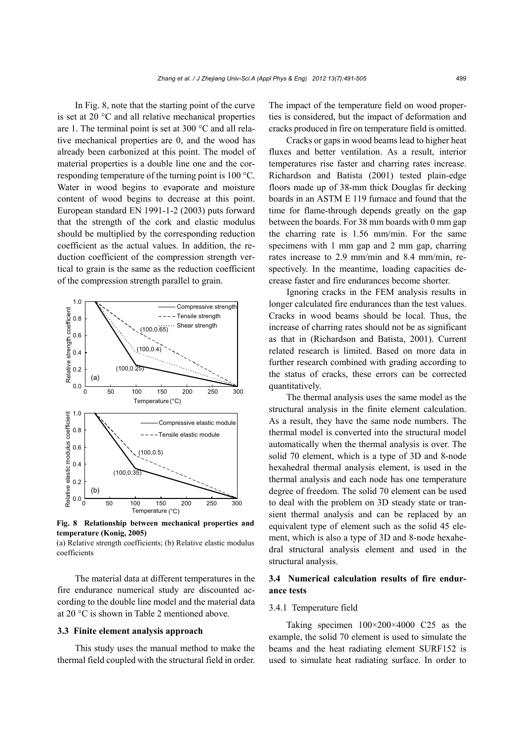In Fig. 8, note that the starting point of the curve is set at 20 °C and all relative mechanical properties are 1. The terminal point is set at 300 °C and all relative mechanical properties are 0, and the wood has already been carbonized at this point. The model of material properties is a double line one and the corresponding temperature of the turning point is 100 °C. Water in wood begins to evaporate and moisture content of wood begins to decrease at this point. European standard EN 1991-1-2 (2003) puts forward that the strength of the cork and elastic modulus should be multiplied by the corresponding reduction coefficient as the actual values. In addition, the reduction coefficient of the compression strength vertical to grain is the same as the reduction coefficient of the compression strength parallel to grain.

**Fig. 8 Relationship between mechanical properties and temperature (Konig, 2005)**

(a) Relative strength coefficients; (b) Relative elastic modulus coefficients

The material data at different temperatures in the fire endurance numerical study are discounted according to the double line model and the material data at 20 °C is shown in Table 2 mentioned above.

### 3.3 Finite element analysis approach

This study uses the manual method to make the thermal field coupled with the structural field in order. The impact of the temperature field on wood properties is considered, but the impact of deformation and cracks produced in fire on temperature field is omitted.

Cracks or gaps in wood beams lead to higher heat fluxes and better ventilation. As a result, interior temperatures rise faster and charring rates increase. Richardson and Batista (2001) tested plain-edge floors made up of 38-mm thick Douglas fir decking boards in an ASTM E 119 furnace and found that the time for flame-through depends greatly on the gap between the boards. For 38 mm boards with 0 mm gap the charring rate is 1.56 mm/min. For the same specimens with 1 mm gap and 2 mm gap, charring rates increase to 2.9 mm/min and 8.4 mm/min, respectively. In the meantime, loading capacities decrease faster and fire endurances become shorter.

Ignoring cracks in the FEM analysis results in longer calculated fire endurances than the test values. Cracks in wood beams should be local. Thus, the increase of charring rates should not be as significant as that in (Richardson and Batista, 2001). Current related research is limited. Based on more data in further research combined with grading according to the status of cracks, these errors can be corrected quantitatively.

The thermal analysis uses the same model as the structural analysis in the finite element calculation. As a result, they have the same node numbers. The thermal model is converted into the structural model automatically when the thermal analysis is over. The solid 70 element, which is a type of 3D and 8-node hexahedral thermal analysis element, is used in the thermal analysis and each node has one temperature degree of freedom. The solid 70 element can be used to deal with the problem on 3D steady state or transient thermal analysis and can be replaced by an equivalent type of element such as the solid 45 element, which is also a type of 3D and 8-node hexahedral structural analysis element and used in the structural analysis.

### 3.4 Numerical calculation results of fire endurance tests

#### 3.4.1 Temperature field

Taking specimen 100×200×4000 C25 as the example, the solid 70 element is used to simulate the beams and the heat radiating element SURF152 is used to simulate heat radiating surface. In order to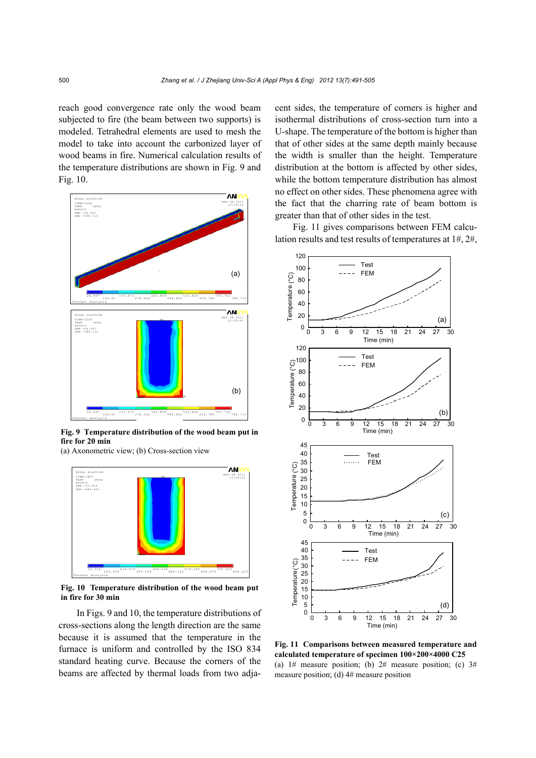reach good convergence rate only the wood beam subjected to fire (the beam between two supports) is modeled. Tetrahedral elements are used to mesh the model to take into account the carbonized layer of wood beams in fire. Numerical calculation results of the temperature distributions are shown in Fig. 9 and Fig. 10.

**Fig. 9 Temperature distribution of the wood beam put in fire for 20 min**
(a) Axonometric view; (b) Cross-section view

**Fig. 10 Temperature distribution of the wood beam put in fire for 30 min**

In Figs. 9 and 10, the temperature distributions of cross-sections along the length direction are the same because it is assumed that the temperature in the furnace is uniform and controlled by the ISO 834 standard heating curve. Because the corners of the beams are affected by thermal loads from two adjacent sides, the temperature of corners is higher and isothermal distributions of cross-section turn into a U-shape. The temperature of the bottom is higher than that of other sides at the same depth mainly because the width is smaller than the height. Temperature distribution at the bottom is affected by other sides, while the bottom temperature distribution has almost no effect on other sides. These phenomena agree with the fact that the charring rate of beam bottom is greater than that of other sides in the test.

Fig. 11 gives comparisons between FEM calculation results and test results of temperatures at 1#, 2#,

**Fig. 11 Comparisons between measured temperature and calculated temperature of specimen 100×200×4000 C25**
(a) 1# measure position; (b) 2# measure position; (c) 3# measure position; (d) 4# measure position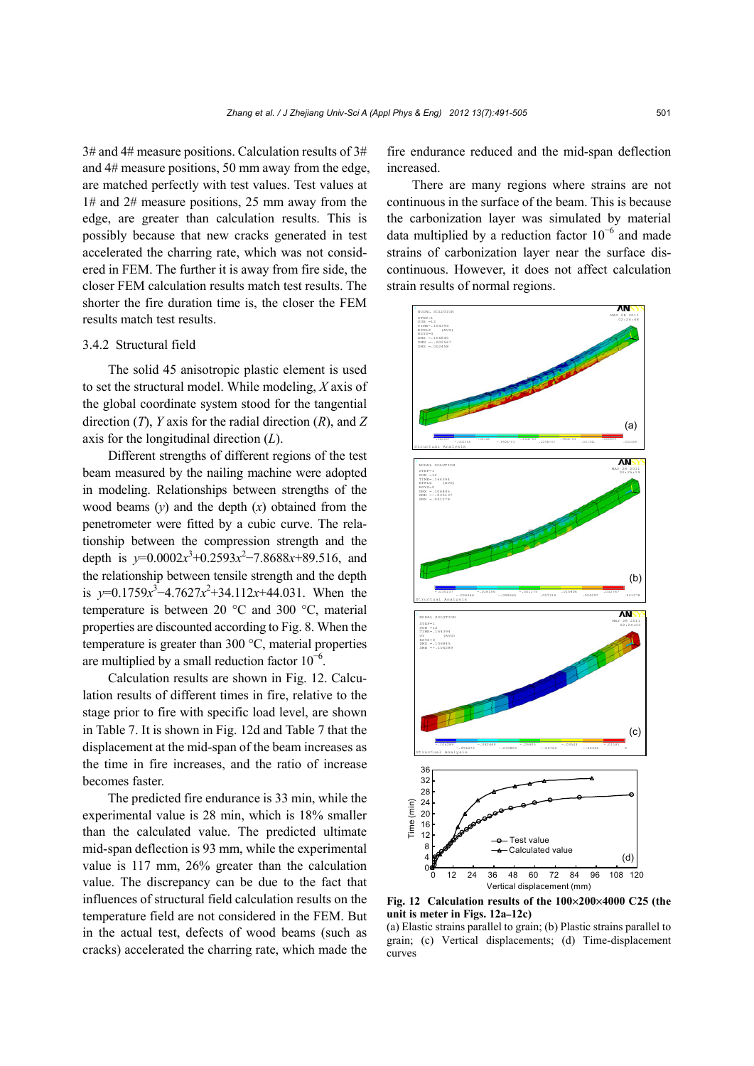3# and 4# measure positions. Calculation results of 3# and 4# measure positions, 50 mm away from the edge, are matched perfectly with test values. Test values at 1# and 2# measure positions, 25 mm away from the edge, are greater than calculation results. This is possibly because that new cracks generated in test accelerated the charring rate, which was not considered in FEM. The further it is away from fire side, the closer FEM calculation results match test results. The shorter the fire duration time is, the closer the FEM results match test results.

### 3.4.2 Structural field

The solid 45 anisotropic plastic element is used to set the structural model. While modeling, $X$ axis of the global coordinate system stood for the tangential direction ($T$), $Y$ axis for the radial direction ($R$), and $Z$ axis for the longitudinal direction ($L$).

Different strengths of different regions of the test beam measured by the nailing machine were adopted in modeling. Relationships between strengths of the wood beams ($y$) and the depth ($x$) obtained from the penetrometer were fitted by a cubic curve. The relationship between the compression strength and the depth is $y=0.0002x^3+0.2593x^2-7.8688x+89.516$, and the relationship between tensile strength and the depth is $y=0.1759x^3-4.7627x^2+34.112x+44.031$. When the temperature is between 20 °C and 300 °C, material properties are discounted according to Fig. 8. When the temperature is greater than 300 °C, material properties are multiplied by a small reduction factor $10^{-6}$.

Calculation results are shown in Fig. 12. Calculation results of different times in fire, relative to the stage prior to fire with specific load level, are shown in Table 7. It is shown in Fig. 12d and Table 7 that the displacement at the mid-span of the beam increases as the time in fire increases, and the ratio of increase becomes faster.

The predicted fire endurance is 33 min, while the experimental value is 28 min, which is 18% smaller than the calculated value. The predicted ultimate mid-span deflection is 93 mm, while the experimental value is 117 mm, 26% greater than the calculation value. The discrepancy can be due to the fact that influences of structural field calculation results on the temperature field are not considered in the FEM. But in the actual test, defects of wood beams (such as cracks) accelerated the charring rate, which made the fire endurance reduced and the mid-span deflection increased.

There are many regions where strains are not continuous in the surface of the beam. This is because the carbonization layer was simulated by material data multiplied by a reduction factor $10^{-6}$ and made strains of carbonization layer near the surface discontinuous. However, it does not affect calculation strain results of normal regions.

**Fig. 12 Calculation results of the 100×200×4000 C25 (the unit is meter in Figs. 12a–12c)**

(a) Elastic strains parallel to grain; (b) Plastic strains parallel to grain; (c) Vertical displacements; (d) Time-displacement curves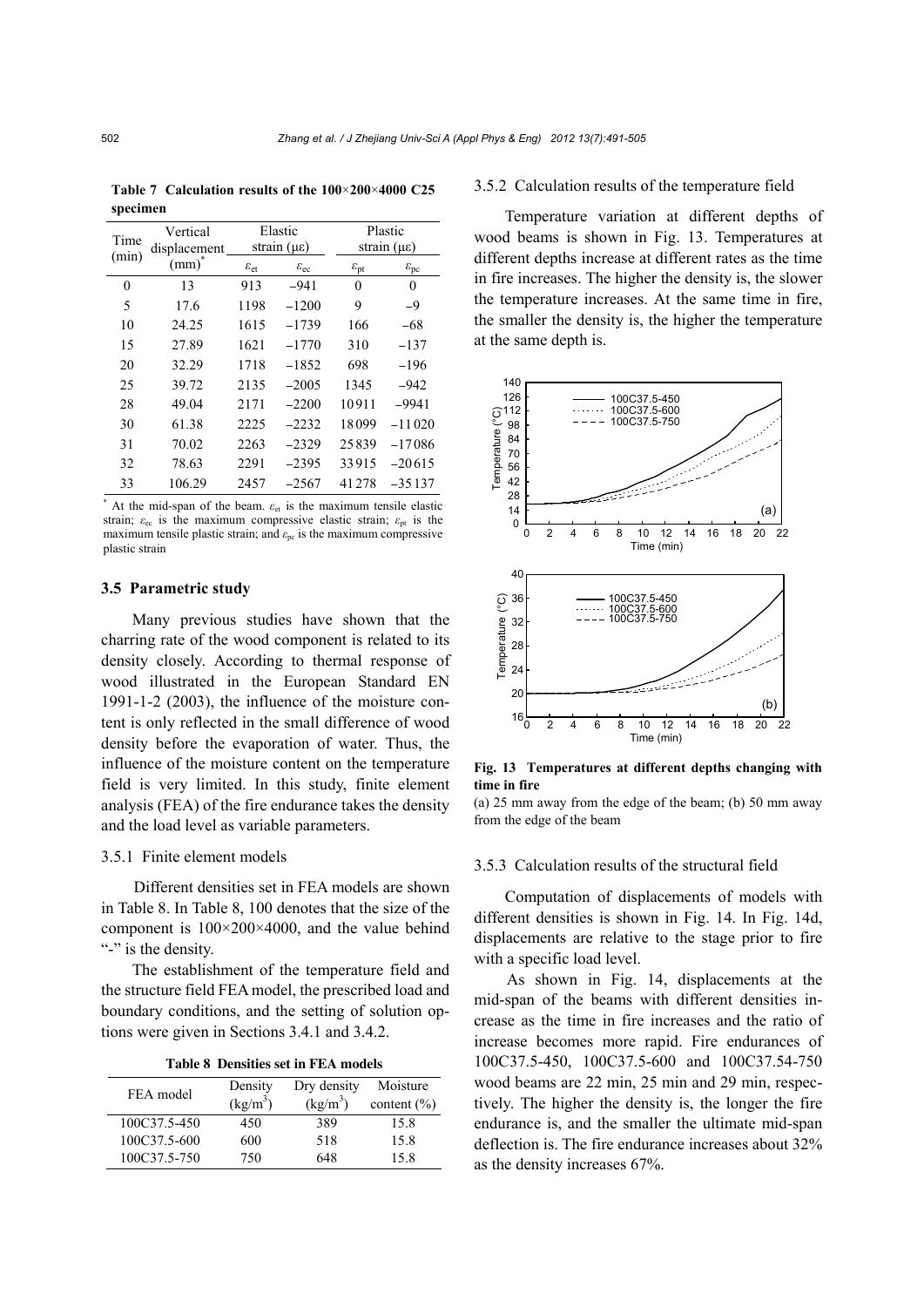**Table 7 Calculation results of the 100×200×4000 C25 specimen**

| Time (min) | Vertical displacement (mm)* | Elastic strain (με) | | Plastic strain (με) | |
|---|---|---|---|---|---|
| | | $\varepsilon_{et}$ | $\varepsilon_{ec}$ | $\varepsilon_{pt}$ | $\varepsilon_{pc}$ |
| 0 | 13 | 913 | −941 | 0 | 0 |
| 5 | 17.6 | 1198 | −1200 | 9 | −9 |
| 10 | 24.25 | 1615 | −1739 | 166 | −68 |
| 15 | 27.89 | 1621 | −1770 | 310 | −137 |
| 20 | 32.29 | 1718 | −1852 | 698 | −196 |
| 25 | 39.72 | 2135 | −2005 | 1345 | −942 |
| 28 | 49.04 | 2171 | −2200 | 10911 | −9941 |
| 30 | 61.38 | 2225 | −2232 | 18099 | −11020 |
| 31 | 70.02 | 2263 | −2329 | 25839 | −17086 |
| 32 | 78.63 | 2291 | −2395 | 33915 | −20615 |
| 33 | 106.29 | 2457 | −2567 | 41278 | −35137 |

* At the mid-span of the beam. $\varepsilon_{et}$ is the maximum tensile elastic strain; $\varepsilon_{ec}$ is the maximum compressive elastic strain; $\varepsilon_{pt}$ is the maximum tensile plastic strain; and $\varepsilon_{pc}$ is the maximum compressive plastic strain

### 3.5 Parametric study

Many previous studies have shown that the charring rate of the wood component is related to its density closely. According to thermal response of wood illustrated in the European Standard EN 1991-1-2 (2003), the influence of the moisture content is only reflected in the small difference of wood density before the evaporation of water. Thus, the influence of the moisture content on the temperature field is very limited. In this study, finite element analysis (FEA) of the fire endurance takes the density and the load level as variable parameters.

#### 3.5.1 Finite element models

Different densities set in FEA models are shown in Table 8. In Table 8, 100 denotes that the size of the component is 100×200×4000, and the value behind "-" is the density.

The establishment of the temperature field and the structure field FEA model, the prescribed load and boundary conditions, and the setting of solution options were given in Sections 3.4.1 and 3.4.2.

**Table 8 Densities set in FEA models**

| FEA model | Density (kg/m$^3$) | Dry density (kg/m$^3$) | Moisture content (%) |
|---|---|---|---|
| 100C37.5-450 | 450 | 389 | 15.8 |
| 100C37.5-600 | 600 | 518 | 15.8 |
| 100C37.5-750 | 750 | 648 | 15.8 |

#### 3.5.2 Calculation results of the temperature field

Temperature variation at different depths of wood beams is shown in Fig. 13. Temperatures at different depths increase at different rates as the time in fire increases. The higher the density is, the slower the temperature increases. At the same time in fire, the smaller the density is, the higher the temperature at the same depth is.

**Fig. 13 Temperatures at different depths changing with time in fire**
(a) 25 mm away from the edge of the beam; (b) 50 mm away from the edge of the beam

#### 3.5.3 Calculation results of the structural field

Computation of displacements of models with different densities is shown in Fig. 14. In Fig. 14d, displacements are relative to the stage prior to fire with a specific load level.

As shown in Fig. 14, displacements at the mid-span of the beams with different densities increase as the time in fire increases and the ratio of increase becomes more rapid. Fire endurances of 100C37.5-450, 100C37.5-600 and 100C37.54-750 wood beams are 22 min, 25 min and 29 min, respectively. The higher the density is, the longer the fire endurance is, and the smaller the ultimate mid-span deflection is. The fire endurance increases about 32% as the density increases 67%.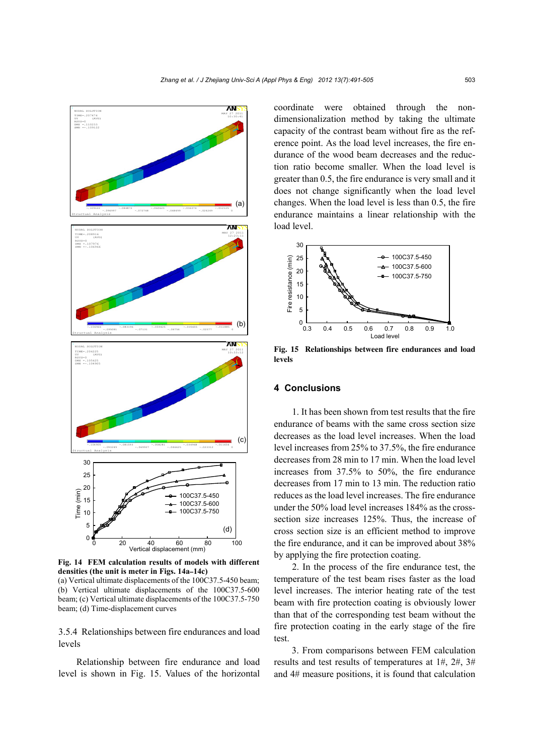**Fig. 14 FEM calculation results of models with different densities (the unit is meter in Figs. 14a–14c)**
(a) Vertical ultimate displacements of the 100C37.5-450 beam; (b) Vertical ultimate displacements of the 100C37.5-600 beam; (c) Vertical ultimate displacements of the 100C37.5-750 beam; (d) Time-displacement curves

### 3.5.4 Relationships between fire endurances and load levels

Relationship between fire endurance and load level is shown in Fig. 15. Values of the horizontal coordinate were obtained through the non-dimensionalization method by taking the ultimate capacity of the contrast beam without fire as the reference point. As the load level increases, the fire endurance of the wood beam decreases and the reduction ratio become smaller. When the load level is greater than 0.5, the fire endurance is very small and it does not change significantly when the load level changes. When the load level is less than 0.5, the fire endurance maintains a linear relationship with the load level.

**Fig. 15 Relationships between fire endurances and load levels**

## 4 Conclusions

1. It has been shown from test results that the fire endurance of beams with the same cross section size decreases as the load level increases. When the load level increases from 25% to 37.5%, the fire endurance decreases from 28 min to 17 min. When the load level increases from 37.5% to 50%, the fire endurance decreases from 17 min to 13 min. The reduction ratio reduces as the load level increases. The fire endurance under the 50% load level increases 184% as the cross-section size increases 125%. Thus, the increase of cross section size is an efficient method to improve the fire endurance, and it can be improved about 38% by applying the fire protection coating.

2. In the process of the fire endurance test, the temperature of the test beam rises faster as the load level increases. The interior heating rate of the test beam with fire protection coating is obviously lower than that of the corresponding test beam without the fire protection coating in the early stage of the fire test.

3. From comparisons between FEM calculation results and test results of temperatures at 1#, 2#, 3# and 4# measure positions, it is found that calculation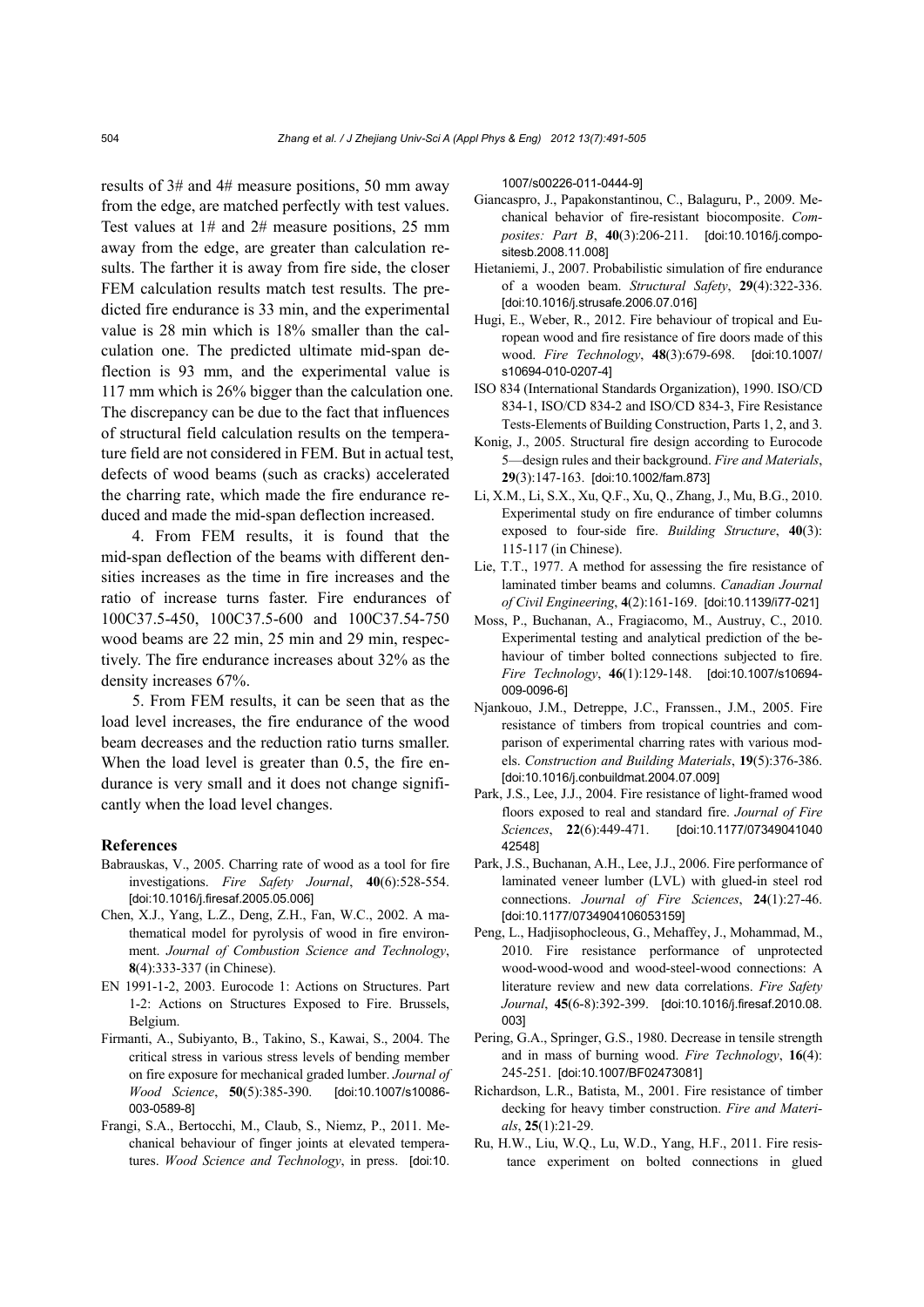results of 3# and 4# measure positions, 50 mm away from the edge, are matched perfectly with test values. Test values at 1# and 2# measure positions, 25 mm away from the edge, are greater than calculation results. The farther it is away from fire side, the closer FEM calculation results match test results. The predicted fire endurance is 33 min, and the experimental value is 28 min which is 18% smaller than the calculation one. The predicted ultimate mid-span deflection is 93 mm, and the experimental value is 117 mm which is 26% bigger than the calculation one. The discrepancy can be due to the fact that influences of structural field calculation results on the temperature field are not considered in FEM. But in actual test, defects of wood beams (such as cracks) accelerated the charring rate, which made the fire endurance reduced and made the mid-span deflection increased.

4. From FEM results, it is found that the mid-span deflection of the beams with different densities increases as the time in fire increases and the ratio of increase turns faster. Fire endurances of 100C37.5-450, 100C37.5-600 and 100C37.54-750 wood beams are 22 min, 25 min and 29 min, respectively. The fire endurance increases about 32% as the density increases 67%.

5. From FEM results, it can be seen that as the load level increases, the fire endurance of the wood beam decreases and the reduction ratio turns smaller. When the load level is greater than 0.5, the fire endurance is very small and it does not change significantly when the load level changes.

## References

Babrauskas, V., 2005. Charring rate of wood as a tool for fire investigations. *Fire Safety Journal*, **40**(6):528-554. [doi:10.1016/j.firesaf.2005.05.006]

Chen, X.J., Yang, L.Z., Deng, Z.H., Fan, W.C., 2002. A mathematical model for pyrolysis of wood in fire environment. *Journal of Combustion Science and Technology*, **8**(4):333-337 (in Chinese).

EN 1991-1-2, 2003. Eurocode 1: Actions on Structures. Part 1-2: Actions on Structures Exposed to Fire. Brussels, Belgium.

Firmanti, A., Subiyanto, B., Takino, S., Kawai, S., 2004. The critical stress in various stress levels of bending member on fire exposure for mechanical graded lumber. *Journal of Wood Science*, **50**(5):385-390. [doi:10.1007/s10086-003-0589-8]

Frangi, S.A., Bertocchi, M., Claub, S., Niemz, P., 2011. Mechanical behaviour of finger joints at elevated temperatures. *Wood Science and Technology*, in press. [doi:10.1007/s00226-011-0444-9]

Giancaspro, J., Papakonstantinou, C., Balaguru, P., 2009. Mechanical behavior of fire-resistant biocomposite. *Composites: Part B*, **40**(3):206-211. [doi:10.1016/j.compositesb.2008.11.008]

Hietaniemi, J., 2007. Probabilistic simulation of fire endurance of a wooden beam. *Structural Safety*, **29**(4):322-336. [doi:10.1016/j.strusafe.2006.07.016]

Hugi, E., Weber, R., 2012. Fire behaviour of tropical and European wood and fire resistance of fire doors made of this wood. *Fire Technology*, **48**(3):679-698. [doi:10.1007/s10694-010-0207-4]

ISO 834 (International Standards Organization), 1990. ISO/CD 834-1, ISO/CD 834-2 and ISO/CD 834-3, Fire Resistance Tests-Elements of Building Construction, Parts 1, 2, and 3.

Konig, J., 2005. Structural fire design according to Eurocode 5—design rules and their background. *Fire and Materials*, **29**(3):147-163. [doi:10.1002/fam.873]

Li, X.M., Li, S.X., Xu, Q.F., Xu, Q., Zhang, J., Mu, B.G., 2010. Experimental study on fire endurance of timber columns exposed to four-side fire. *Building Structure*, **40**(3): 115-117 (in Chinese).

Lie, T.T., 1977. A method for assessing the fire resistance of laminated timber beams and columns. *Canadian Journal of Civil Engineering*, **4**(2):161-169. [doi:10.1139/l77-021]

Moss, P., Buchanan, A., Fragiacomo, M., Austruy, C., 2010. Experimental testing and analytical prediction of the behaviour of timber bolted connections subjected to fire. *Fire Technology*, **46**(1):129-148. [doi:10.1007/s10694-009-0096-6]

Njankouo, J.M., Detreppe, J.C., Franssen., J.M., 2005. Fire resistance of timbers from tropical countries and comparison of experimental charring rates with various models. *Construction and Building Materials*, **19**(5):376-386. [doi:10.1016/j.conbuildmat.2004.07.009]

Park, J.S., Lee, J.J., 2004. Fire resistance of light-framed wood floors exposed to real and standard fire. *Journal of Fire Sciences*, **22**(6):449-471. [doi:10.1177/0734904104042548]

Park, J.S., Buchanan, A.H., Lee, J.J., 2006. Fire performance of laminated veneer lumber (LVL) with glued-in steel rod connections. *Journal of Fire Sciences*, **24**(1):27-46. [doi:10.1177/0734904106053159]

Peng, L., Hadjisophocleous, G., Mehaffey, J., Mohammad, M., 2010. Fire resistance performance of unprotected wood-wood-wood and wood-steel-wood connections: A literature review and new data correlations. *Fire Safety Journal*, **45**(6-8):392-399. [doi:10.1016/j.firesaf.2010.08.003]

Pering, G.A., Springer, G.S., 1980. Decrease in tensile strength and in mass of burning wood. *Fire Technology*, **16**(4): 245-251. [doi:10.1007/BF02473081]

Richardson, L.R., Batista, M., 2001. Fire resistance of timber decking for heavy timber construction. *Fire and Materials*, **25**(1):21-29.

Ru, H.W., Liu, W.Q., Lu, W.D., Yang, H.F., 2011. Fire resistance experiment on bolted connections in glued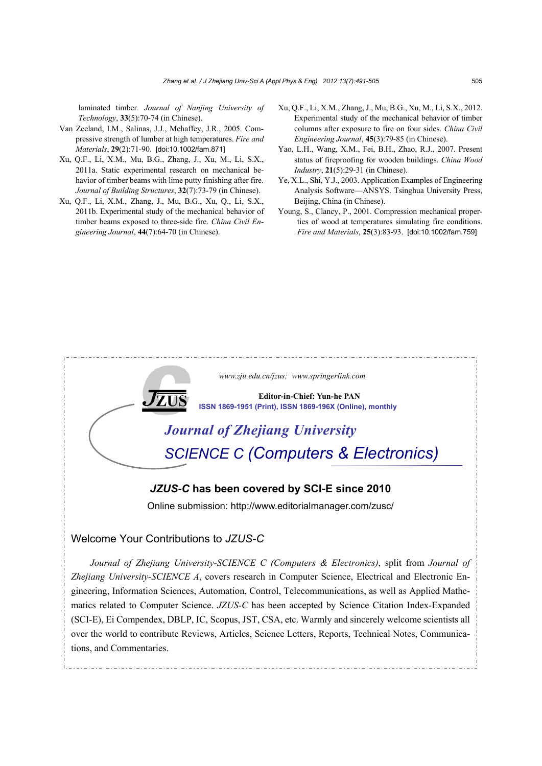laminated timber. *Journal of Nanjing University of Technology*, **33**(5):70-74 (in Chinese).

Van Zeeland, I.M., Salinas, J.J., Mehaffey, J.R., 2005. Compressive strength of lumber at high temperatures. *Fire and Materials*, **29**(2):71-90. [doi:10.1002/fam.871]

Xu, Q.F., Li, X.M., Mu, B.G., Zhang, J., Xu, M., Li, S.X., 2011a. Static experimental research on mechanical behavior of timber beams with lime putty finishing after fire. *Journal of Building Structures*, **32**(7):73-79 (in Chinese).

Xu, Q.F., Li, X.M., Zhang, J., Mu, B.G., Xu, Q., Li, S.X., 2011b. Experimental study of the mechanical behavior of timber beams exposed to three-side fire. *China Civil Engineering Journal*, **44**(7):64-70 (in Chinese).

Xu, Q.F., Li, X.M., Zhang, J., Mu, B.G., Xu, M., Li, S.X., 2012. Experimental study of the mechanical behavior of timber columns after exposure to fire on four sides. *China Civil Engineering Journal*, **45**(3):79-85 (in Chinese).

Yao, L.H., Wang, X.M., Fei, B.H., Zhao, R.J., 2007. Present status of fireproofing for wooden buildings. *China Wood Industry*, **21**(5):29-31 (in Chinese).

Ye, X.L., Shi, Y.J., 2003. Application Examples of Engineering Analysis Software—ANSYS. Tsinghua University Press, Beijing, China (in Chinese).

Young, S., Clancy, P., 2001. Compression mechanical properties of wood at temperatures simulating fire conditions. *Fire and Materials*, **25**(3):83-93. [doi:10.1002/fam.759]

---

*www.zju.edu.cn/jzus; www.springerlink.com*

JZUS

**Editor-in-Chief: Yun-he PAN**

**ISSN 1869-1951 (Print), ISSN 1869-196X (Online), monthly**

## *Journal of Zhejiang University*

## *SCIENCE C (Computers & Electronics)*

### ***JZUS-C*** **has been covered by SCI-E since 2010**

Online submission: http://www.editorialmanager.com/zusc/

### Welcome Your Contributions to *JZUS-C*

*Journal of Zhejiang University-SCIENCE C (Computers & Electronics)*, split from *Journal of Zhejiang University-SCIENCE A*, covers research in Computer Science, Electrical and Electronic Engineering, Information Sciences, Automation, Control, Telecommunications, as well as Applied Mathematics related to Computer Science. *JZUS-C* has been accepted by Science Citation Index-Expanded (SCI-E), Ei Compendex, DBLP, IC, Scopus, JST, CSA, etc. Warmly and sincerely welcome scientists all over the world to contribute Reviews, Articles, Science Letters, Reports, Technical Notes, Communications, and Commentaries.